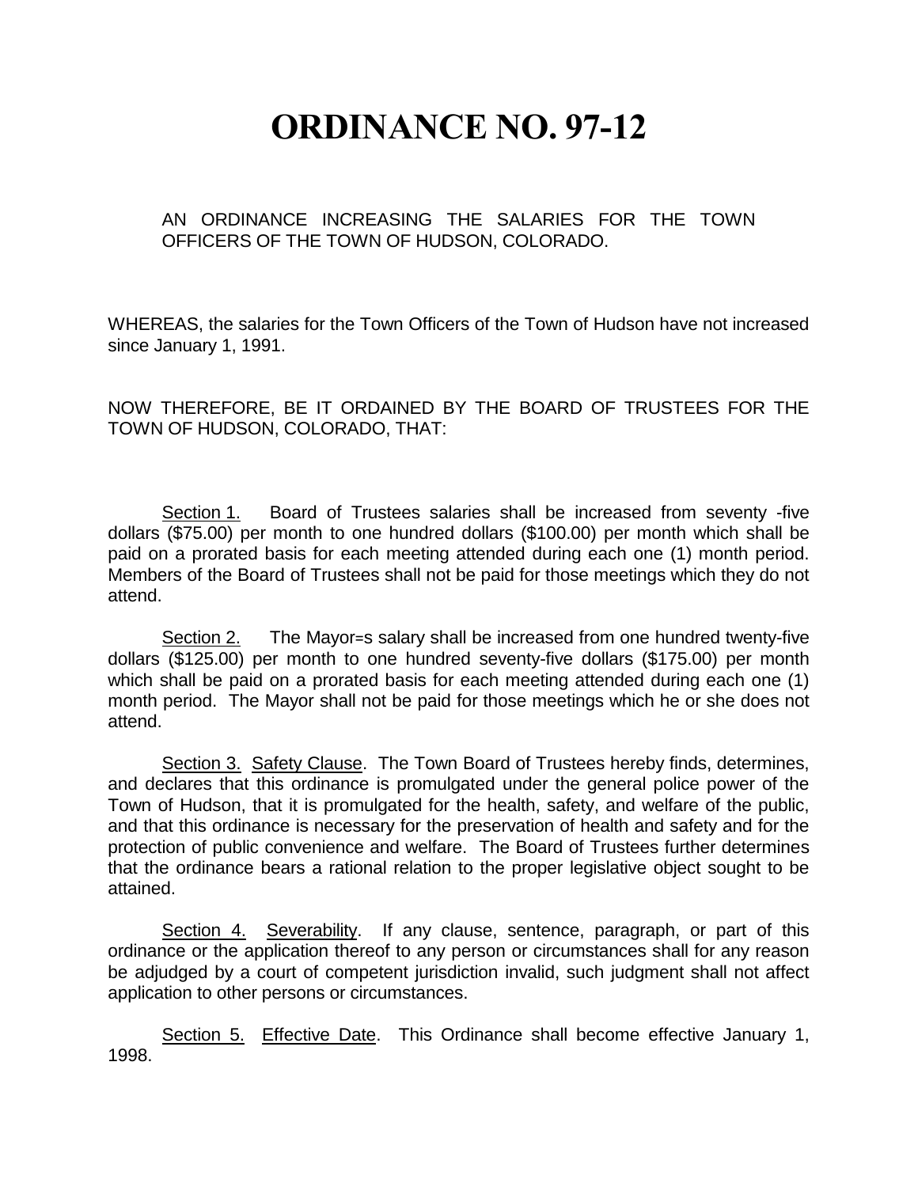# ORDINANCE NO. 97-12

AN ORDINANCE INCREASING THE SALARIES FOR THE TOWN OFFICERS OF THE TOWN OF HUDSON, COLORADO.

WHEREAS, the salaries for the Town Officers of the Town of Hudson have not increased since January 1, 1991.

NOW THEREFORE, BE IT ORDAINED BY THE BOARD OF TRUSTEES FOR THE TOWN OF HUDSON, COLORADO, THAT:

Section 1. Board of Trustees salaries shall be increased from seventy -five dollars ($75.00) per month to one hundred dollars ($100.00) per month which shall be paid on a prorated basis for each meeting attended during each one (1) month period. Members of the Board of Trustees shall not be paid for those meetings which they do not attend.

Section 2. The Mayor=s salary shall be increased from one hundred twenty-five dollars ($125.00) per month to one hundred seventy-five dollars ($175.00) per month which shall be paid on a prorated basis for each meeting attended during each one (1) month period. The Mayor shall not be paid for those meetings which he or she does not attend.

Section 3. Safety Clause. The Town Board of Trustees hereby finds, determines, and declares that this ordinance is promulgated under the general police power of the Town of Hudson, that it is promulgated for the health, safety, and welfare of the public, and that this ordinance is necessary for the preservation of health and safety and for the protection of public convenience and welfare. The Board of Trustees further determines that the ordinance bears a rational relation to the proper legislative object sought to be attained.

Section 4. Severability. If any clause, sentence, paragraph, or part of this ordinance or the application thereof to any person or circumstances shall for any reason be adjudged by a court of competent jurisdiction invalid, such judgment shall not affect application to other persons or circumstances.

Section 5. Effective Date. This Ordinance shall become effective January 1, 1998.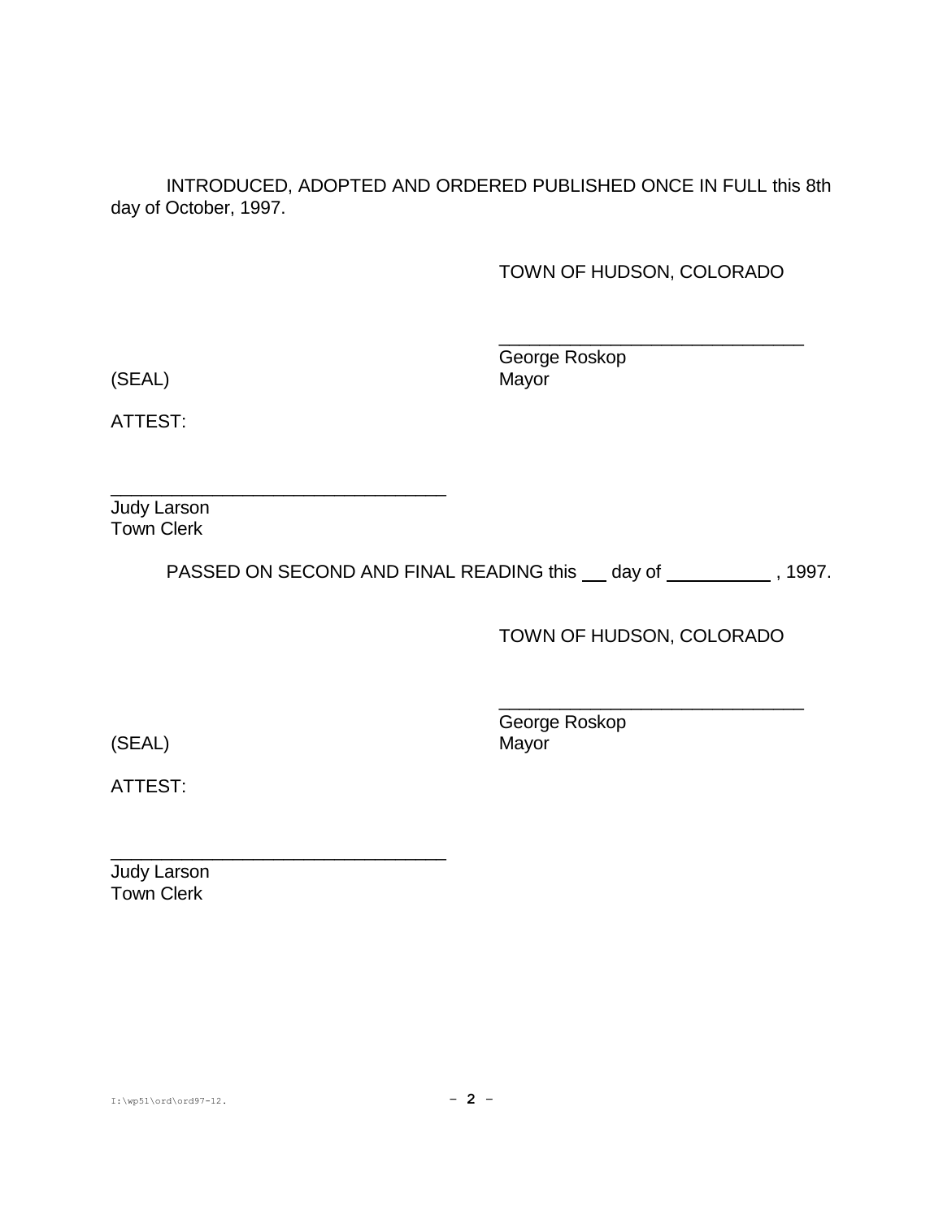INTRODUCED, ADOPTED AND ORDERED PUBLISHED ONCE IN FULL this 8th day of October, 1997.

TOWN OF HUDSON, COLORADO

\_\_\_\_\_\_\_\_\_\_\_\_\_\_\_\_\_\_\_\_\_\_\_\_\_\_\_\_\_\_
George Roskop
Mayor

(SEAL)

ATTEST:

\_\_\_\_\_\_\_\_\_\_\_\_\_\_\_\_\_\_\_\_\_\_\_\_\_\_\_\_\_\_
Judy Larson
Town Clerk

PASSED ON SECOND AND FINAL READING this \_\_ day of \_\_\_\_\_\_\_\_\_\_ , 1997.

TOWN OF HUDSON, COLORADO

\_\_\_\_\_\_\_\_\_\_\_\_\_\_\_\_\_\_\_\_\_\_\_\_\_\_\_\_\_\_
George Roskop
Mayor

(SEAL)

ATTEST:

\_\_\_\_\_\_\_\_\_\_\_\_\_\_\_\_\_\_\_\_\_\_\_\_\_\_\_\_\_\_
Judy Larson
Town Clerk

I:\wp51\ord\ord97-12.